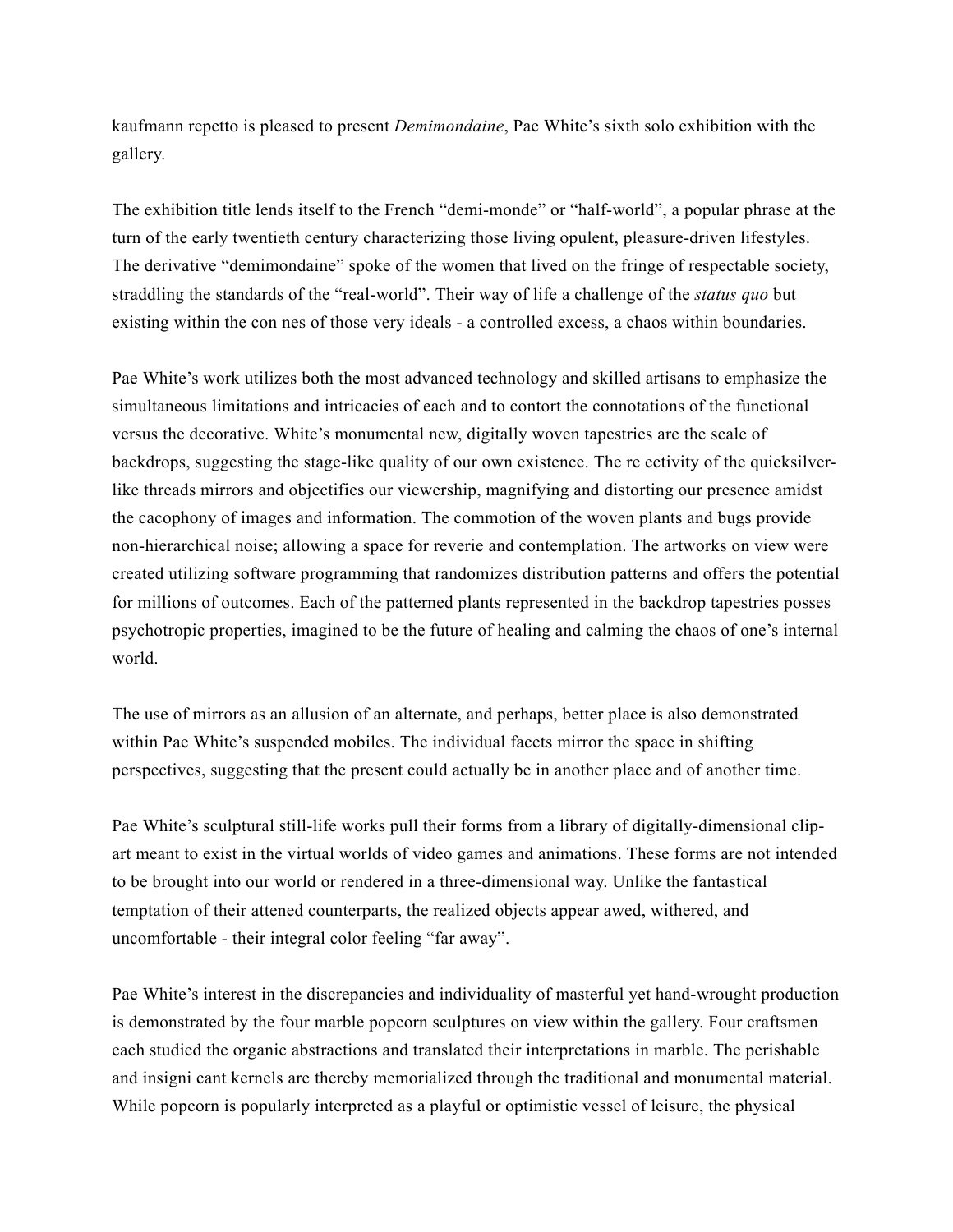kaufmann repetto is pleased to present *Demimondaine*, Pae White's sixth solo exhibition with the gallery.

The exhibition title lends itself to the French "demi-monde" or "half-world", a popular phrase at the turn of the early twentieth century characterizing those living opulent, pleasure-driven lifestyles. The derivative "demimondaine" spoke of the women that lived on the fringe of respectable society, straddling the standards of the "real-world". Their way of life a challenge of the *status quo* but existing within the con nes of those very ideals - a controlled excess, a chaos within boundaries.

Pae White's work utilizes both the most advanced technology and skilled artisans to emphasize the simultaneous limitations and intricacies of each and to contort the connotations of the functional versus the decorative. White's monumental new, digitally woven tapestries are the scale of backdrops, suggesting the stage-like quality of our own existence. The re ectivity of the quicksilver-like threads mirrors and objectifies our viewership, magnifying and distorting our presence amidst the cacophony of images and information. The commotion of the woven plants and bugs provide non-hierarchical noise; allowing a space for reverie and contemplation. The artworks on view were created utilizing software programming that randomizes distribution patterns and offers the potential for millions of outcomes. Each of the patterned plants represented in the backdrop tapestries posses psychotropic properties, imagined to be the future of healing and calming the chaos of one's internal world.

The use of mirrors as an allusion of an alternate, and perhaps, better place is also demonstrated within Pae White's suspended mobiles. The individual facets mirror the space in shifting perspectives, suggesting that the present could actually be in another place and of another time.

Pae White's sculptural still-life works pull their forms from a library of digitally-dimensional clip-art meant to exist in the virtual worlds of video games and animations. These forms are not intended to be brought into our world or rendered in a three-dimensional way. Unlike the fantastical temptation of their attened counterparts, the realized objects appear awed, withered, and uncomfortable - their integral color feeling "far away".

Pae White's interest in the discrepancies and individuality of masterful yet hand-wrought production is demonstrated by the four marble popcorn sculptures on view within the gallery. Four craftsmen each studied the organic abstractions and translated their interpretations in marble. The perishable and insigni cant kernels are thereby memorialized through the traditional and monumental material. While popcorn is popularly interpreted as a playful or optimistic vessel of leisure, the physical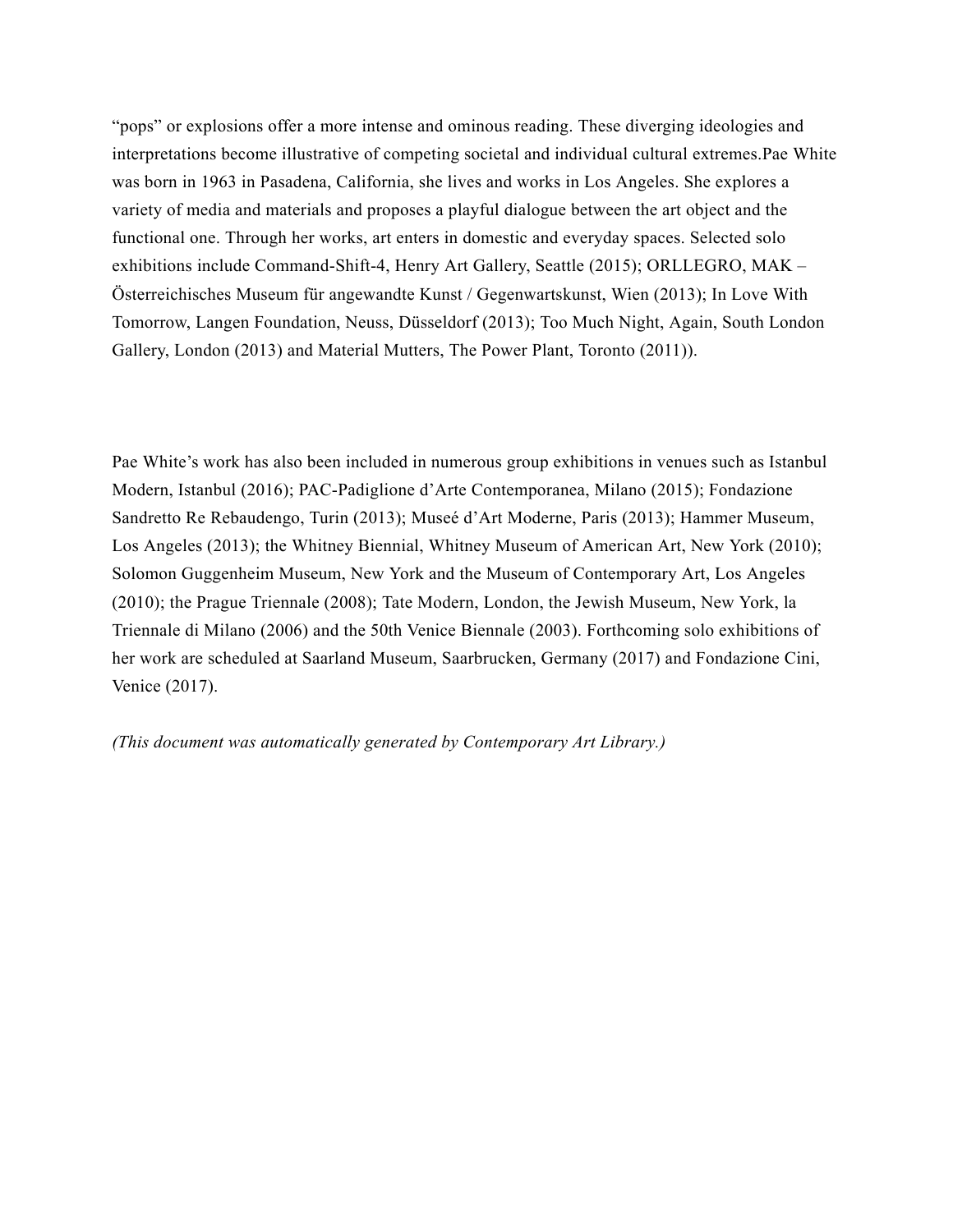"pops" or explosions offer a more intense and ominous reading. These diverging ideologies and interpretations become illustrative of competing societal and individual cultural extremes.Pae White was born in 1963 in Pasadena, California, she lives and works in Los Angeles. She explores a variety of media and materials and proposes a playful dialogue between the art object and the functional one. Through her works, art enters in domestic and everyday spaces. Selected solo exhibitions include Command-Shift-4, Henry Art Gallery, Seattle (2015); ORLLEGRO, MAK – Österreichisches Museum für angewandte Kunst / Gegenwartskunst, Wien (2013); In Love With Tomorrow, Langen Foundation, Neuss, Düsseldorf (2013); Too Much Night, Again, South London Gallery, London (2013) and Material Mutters, The Power Plant, Toronto (2011)).

Pae White's work has also been included in numerous group exhibitions in venues such as Istanbul Modern, Istanbul (2016); PAC-Padiglione d'Arte Contemporanea, Milano (2015); Fondazione Sandretto Re Rebaudengo, Turin (2013); Museé d'Art Moderne, Paris (2013); Hammer Museum, Los Angeles (2013); the Whitney Biennial, Whitney Museum of American Art, New York (2010); Solomon Guggenheim Museum, New York and the Museum of Contemporary Art, Los Angeles (2010); the Prague Triennale (2008); Tate Modern, London, the Jewish Museum, New York, la Triennale di Milano (2006) and the 50th Venice Biennale (2003). Forthcoming solo exhibitions of her work are scheduled at Saarland Museum, Saarbrucken, Germany (2017) and Fondazione Cini, Venice (2017).

*(This document was automatically generated by Contemporary Art Library.)*